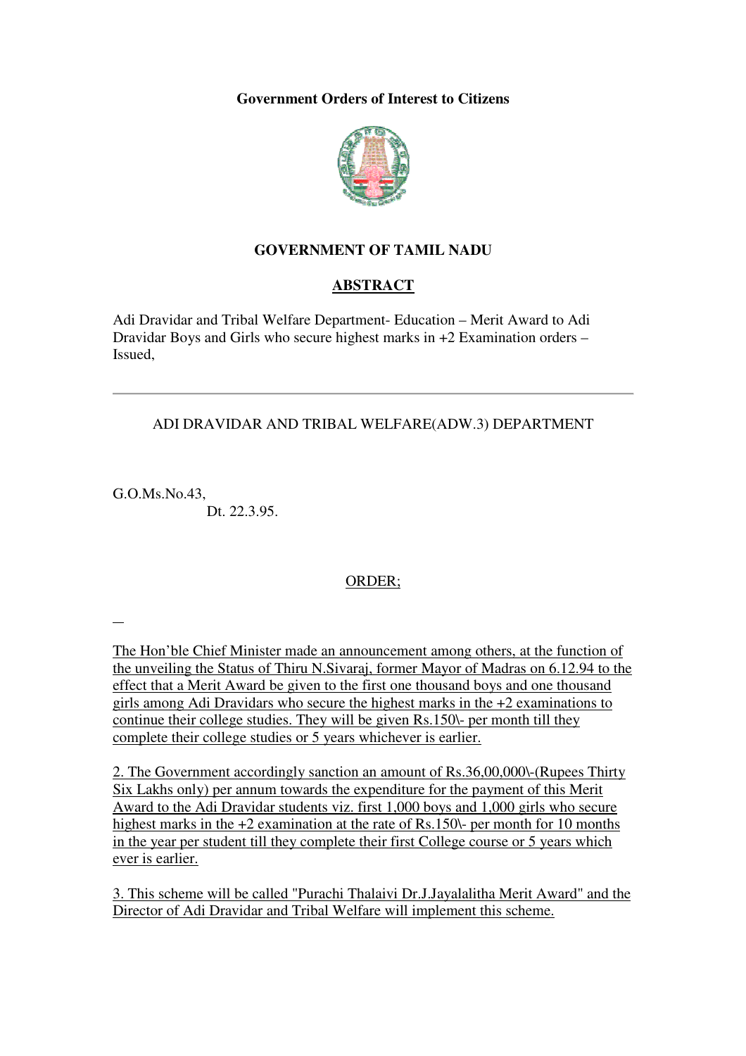**Government Orders of Interest to Citizens**

## GOVERNMENT OF TAMIL NADU

## ABSTRACT

Adi Dravidar and Tribal Welfare Department- Education – Merit Award to Adi Dravidar Boys and Girls who secure highest marks in +2 Examination orders – Issued,

---

ADI DRAVIDAR AND TRIBAL WELFARE(ADW.3) DEPARTMENT

G.O.Ms.No.43,
Dt. 22.3.95.

ORDER;

The Hon'ble Chief Minister made an announcement among others, at the function of the unveiling the Status of Thiru N.Sivaraj, former Mayor of Madras on 6.12.94 to the effect that a Merit Award be given to the first one thousand boys and one thousand girls among Adi Dravidars who secure the highest marks in the +2 examinations to continue their college studies. They will be given Rs.150\- per month till they complete their college studies or 5 years whichever is earlier.

2. The Government accordingly sanction an amount of Rs.36,00,000\-(Rupees Thirty Six Lakhs only) per annum towards the expenditure for the payment of this Merit Award to the Adi Dravidar students viz. first 1,000 boys and 1,000 girls who secure highest marks in the +2 examination at the rate of Rs.150\- per month for 10 months in the year per student till they complete their first College course or 5 years which ever is earlier.

3. This scheme will be called "Purachi Thalaivi Dr.J.Jayalalitha Merit Award" and the Director of Adi Dravidar and Tribal Welfare will implement this scheme.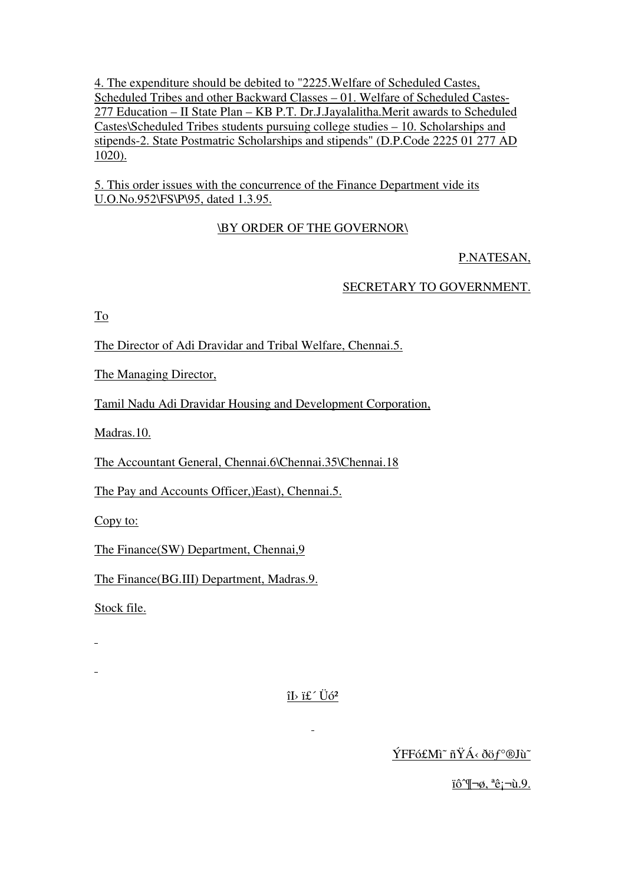4. The expenditure should be debited to "2225.Welfare of Scheduled Castes, Scheduled Tribes and other Backward Classes – 01. Welfare of Scheduled Castes- 277 Education – II State Plan – KB P.T. Dr.J.Jayalalitha.Merit awards to Scheduled Castes\Scheduled Tribes students pursuing college studies – 10. Scholarships and stipends-2. State Postmatric Scholarships and stipends" (D.P.Code 2225 01 277 AD 1020).

5. This order issues with the concurrence of the Finance Department vide its U.O.No.952\FS\P\95, dated 1.3.95.

\BY ORDER OF THE GOVERNOR\

P.NATESAN,

SECRETARY TO GOVERNMENT.

To

The Director of Adi Dravidar and Tribal Welfare, Chennai.5.

The Managing Director,

Tamil Nadu Adi Dravidar Housing and Development Corporation,

Madras.10.

The Accountant General, Chennai.6\Chennai.35\Chennai.18

The Pay and Accounts Officer,)East), Chennai.5.

Copy to:

The Finance(SW) Department, Chennai,9

The Finance(BG.III) Department, Madras.9.

Stock file.

îI› ï£´ Üó²

ÝFFó£Mì˜ ñŸÁ‹ ðö*ƒ*°®Jù˜

ïô˜¶¬ø, ªê¡¬ù.9.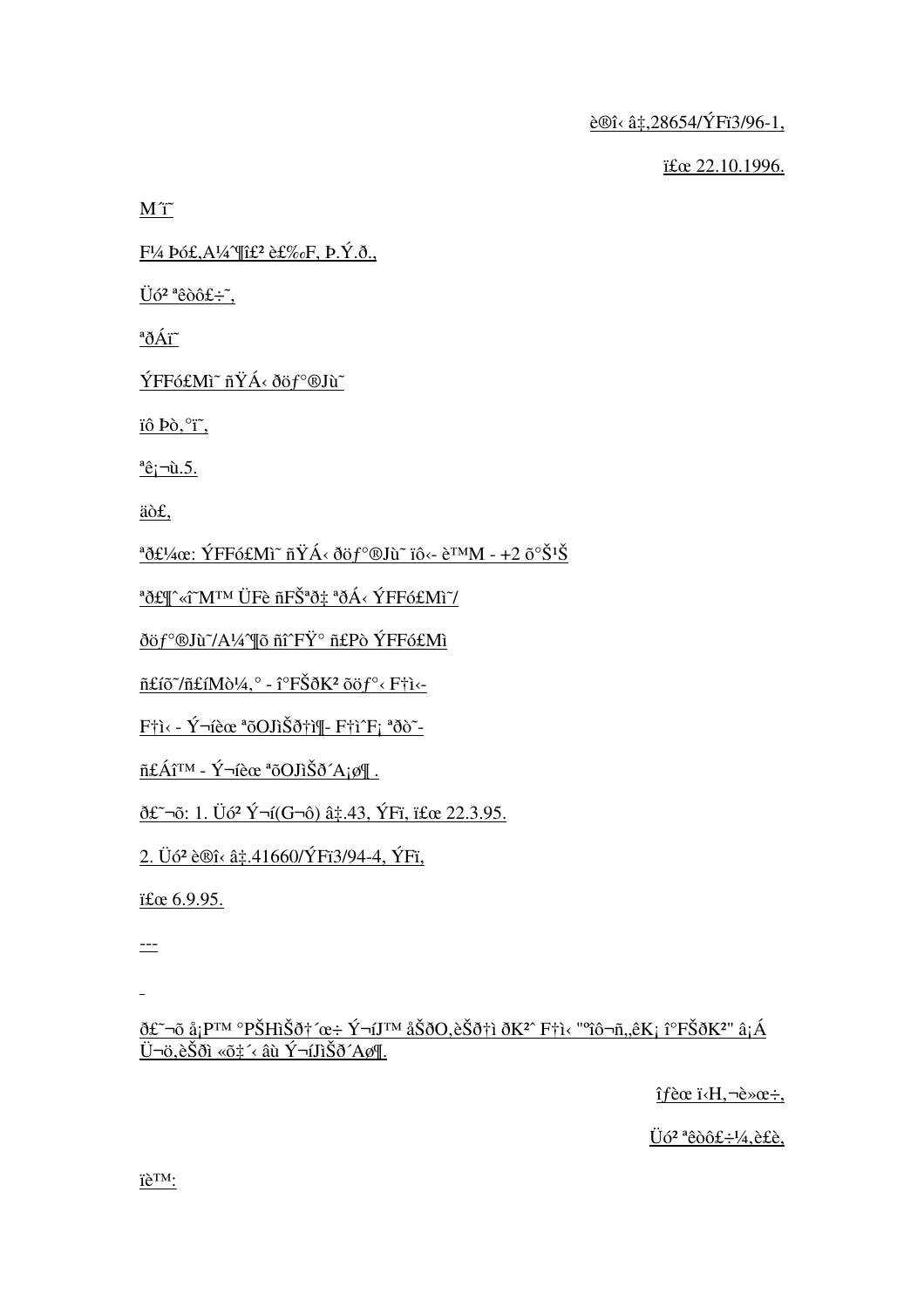è®î‹ â‡,28654/ÝFï3/96-1,

ï£œ 22.10.1996.

M ï˜

F¼ Þó£,A¼ˆ¶î£² è£‰F, Þ.Ý.ð.,

Üó² ªêòô£÷˜,

ªðÁï˜

ÝFFó£Mì˜ ñŸÁ‹ ðöƒ°®Jù˜

ïô Þò‚°ï˜,

ªê¡¬ù.5.

äò£,

ªð£¼œ: ÝFFó£Mì˜ ñŸÁ‹ ðöƒ°®Jù˜ ïô‹- è™M - +2 õ°Š¹Š

ªð£¶ˆ«î˜M™ ÜFè ñFŠªð‡ ªðÁ‹ ÝFFó£Mì˜/

ðöƒ°®Jù˜/A¼ˆ¶õ ñîˆFŸ° ñ£Pò ÝFFó£Mì

ñ£íõ˜/ñ£íMò¼‚° - î°FŠðK² õöƒ°‹ F†ì‹-

F†ì‹ - Ý¬íèœ ªõOJìŠð†ì¶- F†ìˆF¡ ªðò˜-

ñ£Áî™ - Ý¬íèœ ªõOJìŠð´A¡ø¶ .

ð£˜¬õ: 1. Üó² Ý¬í(G¬ô) â‡.43, ÝFï, ï£œ 22.3.95.

2. Üó² è®î‹ â‡.41660/ÝFï3/94-4, ÝFï,

ï£œ 6.9.95.

---

ð£˜¬õ å¡P™ °PŠHìŠð†´œ÷ Ý¬íJ™ åŠðO‚èŠð†ì ðK²ˆ F†ì‹ "ºîô¬ñ„êK¡ î°FŠðK²" â¡Á Ü¬ö‚èŠðì «õ‡´‹ âù Ý¬íJìŠð´Aø¶.

îƒèœ ï‹H‚¬è»œ÷,

Üó² ªêòô£÷¼‚è£è,

ïè™: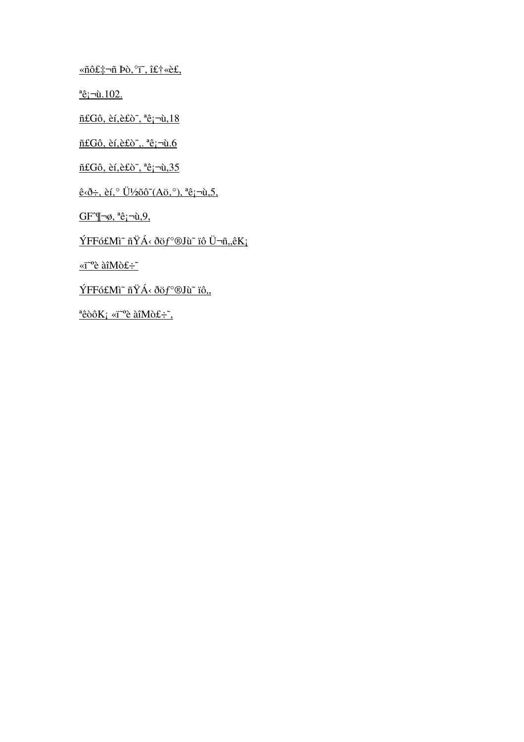«ñô£‡¬ñ Þò,°ï˜, î£†«è£,

ªê¡¬ù.102.

ñ£Gô, èí,è£ò˜, ªê¡¬ù,18

ñ£Gô, èí,è£ò˜,. ªê¡¬ù.6

ñ£Gô, èí,è£ò˜, ªê¡¬ù,35

ê‹ð÷, èí,° Ü½õô˜(Aö,°), ªê¡¬ù,5,

GFˆ¶¬ø, ªê¡¬ù,9,

ÝFFó£Mì˜ ñŸÁ‹ ðöƒ°®Jù˜ ïô Ü¬ñ„êK¡

«ï˜º è àîMò£÷˜

ÝFFó£Mì˜ ñŸÁ‹ ðöƒ°®Jù˜ ïô„

ªêòôK¡ «ï˜º è àîMò£÷˜,